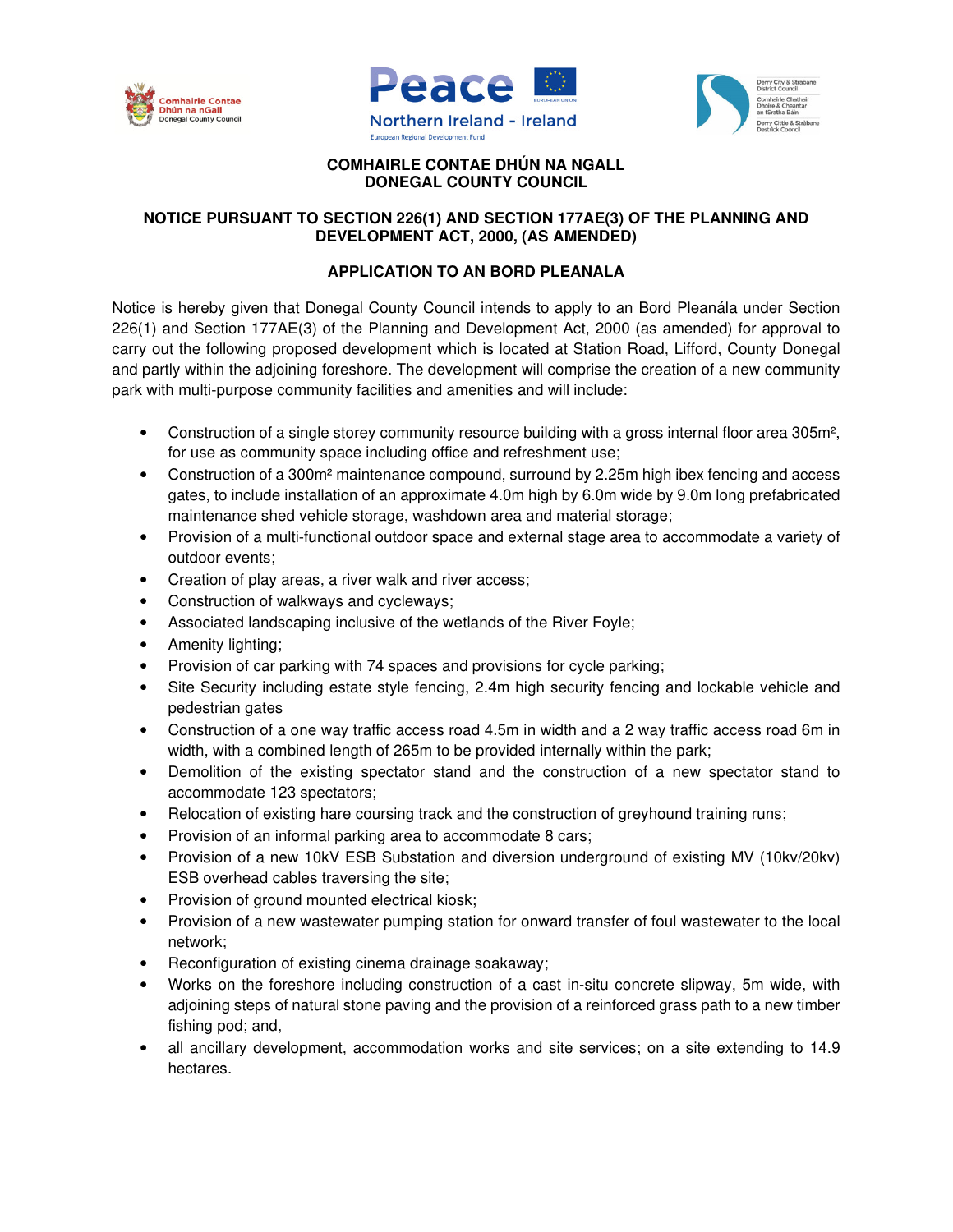**COMHAIRLE CONTAE DHÚN NA NGALL**
**DONEGAL COUNTY COUNCIL**

**NOTICE PURSUANT TO SECTION 226(1) AND SECTION 177AE(3) OF THE PLANNING AND DEVELOPMENT ACT, 2000, (AS AMENDED)**

**APPLICATION TO AN BORD PLEANALA**

Notice is hereby given that Donegal County Council intends to apply to an Bord Pleanála under Section 226(1) and Section 177AE(3) of the Planning and Development Act, 2000 (as amended) for approval to carry out the following proposed development which is located at Station Road, Lifford, County Donegal and partly within the adjoining foreshore. The development will comprise the creation of a new community park with multi-purpose community facilities and amenities and will include:

- Construction of a single storey community resource building with a gross internal floor area 305m², for use as community space including office and refreshment use;
- Construction of a 300m² maintenance compound, surround by 2.25m high ibex fencing and access gates, to include installation of an approximate 4.0m high by 6.0m wide by 9.0m long prefabricated maintenance shed vehicle storage, washdown area and material storage;
- Provision of a multi-functional outdoor space and external stage area to accommodate a variety of outdoor events;
- Creation of play areas, a river walk and river access;
- Construction of walkways and cycleways;
- Associated landscaping inclusive of the wetlands of the River Foyle;
- Amenity lighting;
- Provision of car parking with 74 spaces and provisions for cycle parking;
- Site Security including estate style fencing, 2.4m high security fencing and lockable vehicle and pedestrian gates
- Construction of a one way traffic access road 4.5m in width and a 2 way traffic access road 6m in width, with a combined length of 265m to be provided internally within the park;
- Demolition of the existing spectator stand and the construction of a new spectator stand to accommodate 123 spectators;
- Relocation of existing hare coursing track and the construction of greyhound training runs;
- Provision of an informal parking area to accommodate 8 cars;
- Provision of a new 10kV ESB Substation and diversion underground of existing MV (10kv/20kv) ESB overhead cables traversing the site;
- Provision of ground mounted electrical kiosk;
- Provision of a new wastewater pumping station for onward transfer of foul wastewater to the local network;
- Reconfiguration of existing cinema drainage soakaway;
- Works on the foreshore including construction of a cast in-situ concrete slipway, 5m wide, with adjoining steps of natural stone paving and the provision of a reinforced grass path to a new timber fishing pod; and,
- all ancillary development, accommodation works and site services; on a site extending to 14.9 hectares.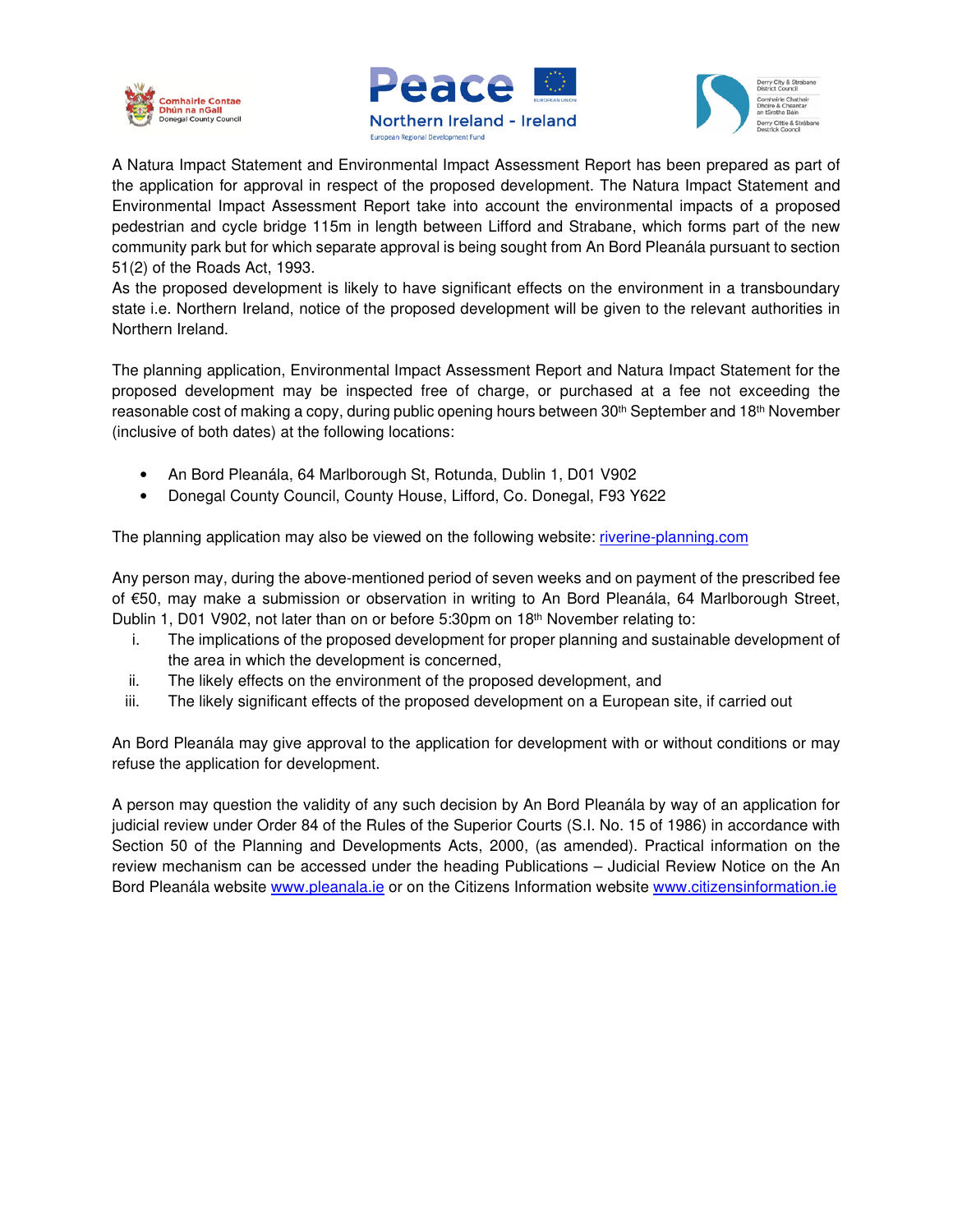A Natura Impact Statement and Environmental Impact Assessment Report has been prepared as part of the application for approval in respect of the proposed development. The Natura Impact Statement and Environmental Impact Assessment Report take into account the environmental impacts of a proposed pedestrian and cycle bridge 115m in length between Lifford and Strabane, which forms part of the new community park but for which separate approval is being sought from An Bord Pleanála pursuant to section 51(2) of the Roads Act, 1993.
As the proposed development is likely to have significant effects on the environment in a transboundary state i.e. Northern Ireland, notice of the proposed development will be given to the relevant authorities in Northern Ireland.

The planning application, Environmental Impact Assessment Report and Natura Impact Statement for the proposed development may be inspected free of charge, or purchased at a fee not exceeding the reasonable cost of making a copy, during public opening hours between 30th September and 18th November (inclusive of both dates) at the following locations:

- An Bord Pleanála, 64 Marlborough St, Rotunda, Dublin 1, D01 V902
- Donegal County Council, County House, Lifford, Co. Donegal, F93 Y622

The planning application may also be viewed on the following website: riverine-planning.com

Any person may, during the above-mentioned period of seven weeks and on payment of the prescribed fee of €50, may make a submission or observation in writing to An Bord Pleanála, 64 Marlborough Street, Dublin 1, D01 V902, not later than on or before 5:30pm on 18th November relating to:

i. The implications of the proposed development for proper planning and sustainable development of the area in which the development is concerned,
ii. The likely effects on the environment of the proposed development, and
iii. The likely significant effects of the proposed development on a European site, if carried out

An Bord Pleanála may give approval to the application for development with or without conditions or may refuse the application for development.

A person may question the validity of any such decision by An Bord Pleanála by way of an application for judicial review under Order 84 of the Rules of the Superior Courts (S.I. No. 15 of 1986) in accordance with Section 50 of the Planning and Developments Acts, 2000, (as amended). Practical information on the review mechanism can be accessed under the heading Publications – Judicial Review Notice on the An Bord Pleanála website www.pleanala.ie or on the Citizens Information website www.citizensinformation.ie